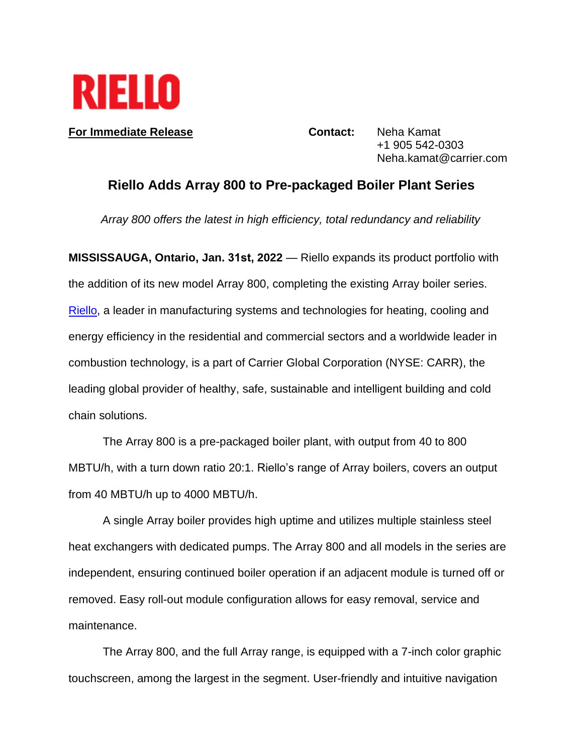**RIELLO**

**For Immediate Release**

**Contact:** Neha Kamat
+1 905 542-0303
Neha.kamat@carrier.com

## Riello Adds Array 800 to Pre-packaged Boiler Plant Series

*Array 800 offers the latest in high efficiency, total redundancy and reliability*

**MISSISSAUGA, Ontario, Jan. 31st, 2022** — Riello expands its product portfolio with the addition of its new model Array 800, completing the existing Array boiler series. [Riello](), a leader in manufacturing systems and technologies for heating, cooling and energy efficiency in the residential and commercial sectors and a worldwide leader in combustion technology, is a part of Carrier Global Corporation (NYSE: CARR), the leading global provider of healthy, safe, sustainable and intelligent building and cold chain solutions.

The Array 800 is a pre-packaged boiler plant, with output from 40 to 800 MBTU/h, with a turn down ratio 20:1. Riello's range of Array boilers, covers an output from 40 MBTU/h up to 4000 MBTU/h.

A single Array boiler provides high uptime and utilizes multiple stainless steel heat exchangers with dedicated pumps. The Array 800 and all models in the series are independent, ensuring continued boiler operation if an adjacent module is turned off or removed. Easy roll-out module configuration allows for easy removal, service and maintenance.

The Array 800, and the full Array range, is equipped with a 7-inch color graphic touchscreen, among the largest in the segment. User-friendly and intuitive navigation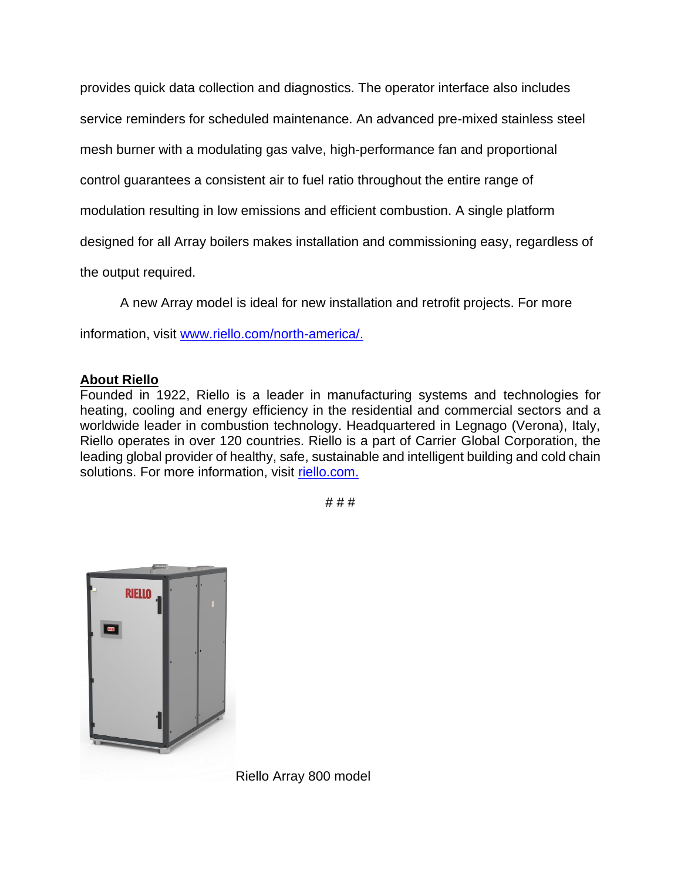provides quick data collection and diagnostics. The operator interface also includes service reminders for scheduled maintenance. An advanced pre-mixed stainless steel mesh burner with a modulating gas valve, high-performance fan and proportional control guarantees a consistent air to fuel ratio throughout the entire range of modulation resulting in low emissions and efficient combustion. A single platform designed for all Array boilers makes installation and commissioning easy, regardless of the output required.

A new Array model is ideal for new installation and retrofit projects. For more information, visit [www.riello.com/north-america/.](www.riello.com/north-america/)

**About Riello**

Founded in 1922, Riello is a leader in manufacturing systems and technologies for heating, cooling and energy efficiency in the residential and commercial sectors and a worldwide leader in combustion technology. Headquartered in Legnago (Verona), Italy, Riello operates in over 120 countries. Riello is a part of Carrier Global Corporation, the leading global provider of healthy, safe, sustainable and intelligent building and cold chain solutions. For more information, visit [riello.com.](riello.com)

# # #

Riello Array 800 model